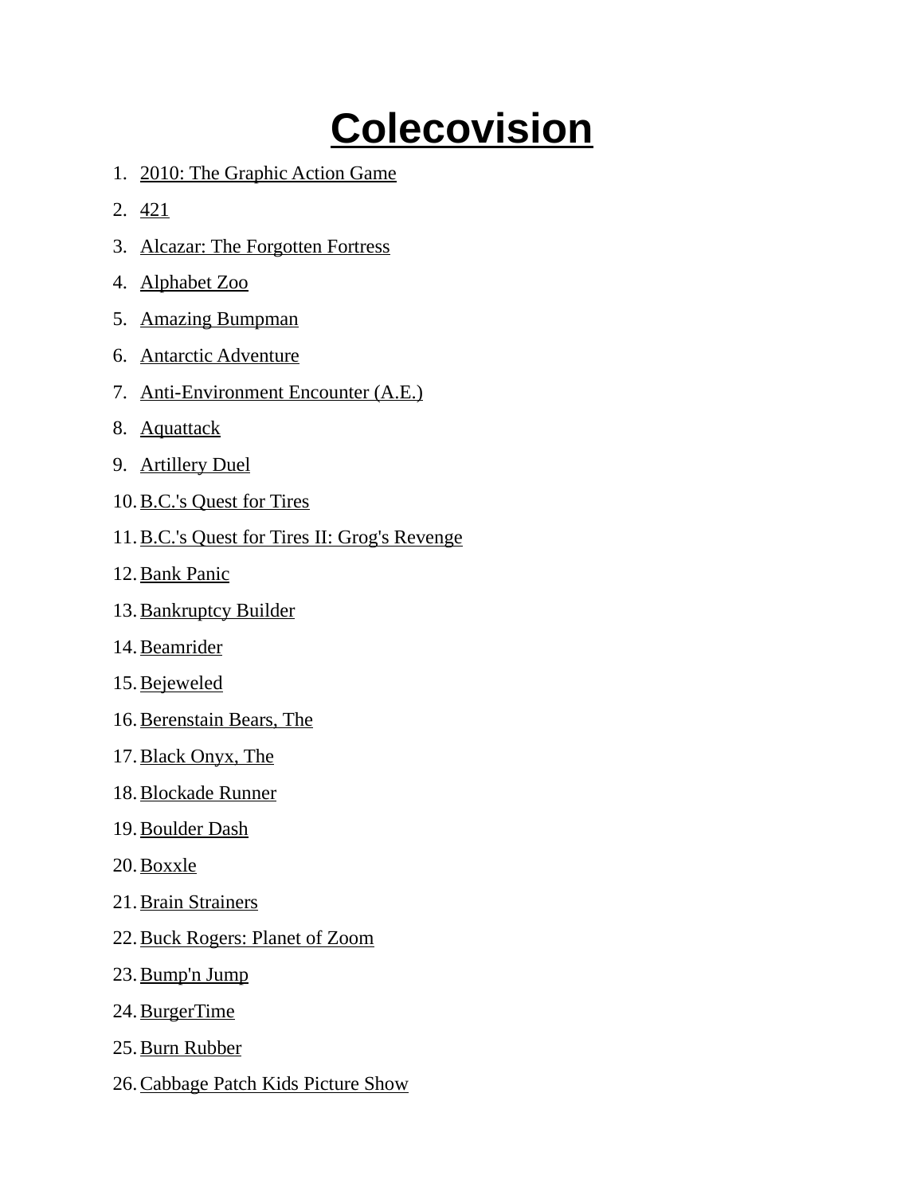# Colecovision

1. 2010: The Graphic Action Game
2. 421
3. Alcazar: The Forgotten Fortress
4. Alphabet Zoo
5. Amazing Bumpman
6. Antarctic Adventure
7. Anti-Environment Encounter (A.E.)
8. Aquattack
9. Artillery Duel
10. B.C.'s Quest for Tires
11. B.C.'s Quest for Tires II: Grog's Revenge
12. Bank Panic
13. Bankruptcy Builder
14. Beamrider
15. Bejeweled
16. Berenstain Bears, The
17. Black Onyx, The
18. Blockade Runner
19. Boulder Dash
20. Boxxle
21. Brain Strainers
22. Buck Rogers: Planet of Zoom
23. Bump'n Jump
24. BurgerTime
25. Burn Rubber
26. Cabbage Patch Kids Picture Show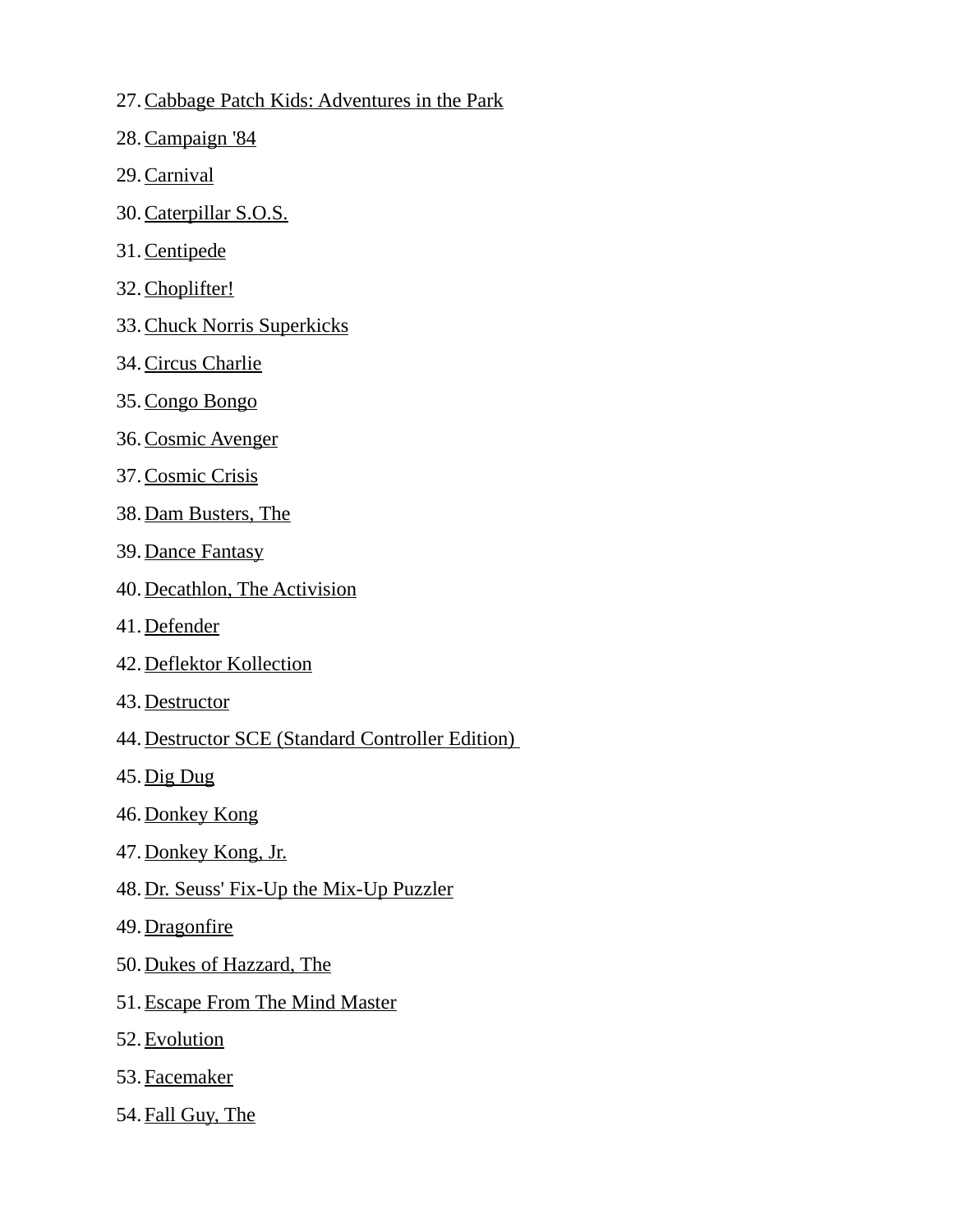27. Cabbage Patch Kids: Adventures in the Park
28. Campaign '84
29. Carnival
30. Caterpillar S.O.S.
31. Centipede
32. Choplifter!
33. Chuck Norris Superkicks
34. Circus Charlie
35. Congo Bongo
36. Cosmic Avenger
37. Cosmic Crisis
38. Dam Busters, The
39. Dance Fantasy
40. Decathlon, The Activision
41. Defender
42. Deflektor Kollection
43. Destructor
44. Destructor SCE (Standard Controller Edition)
45. Dig Dug
46. Donkey Kong
47. Donkey Kong, Jr.
48. Dr. Seuss' Fix-Up the Mix-Up Puzzler
49. Dragonfire
50. Dukes of Hazzard, The
51. Escape From The Mind Master
52. Evolution
53. Facemaker
54. Fall Guy, The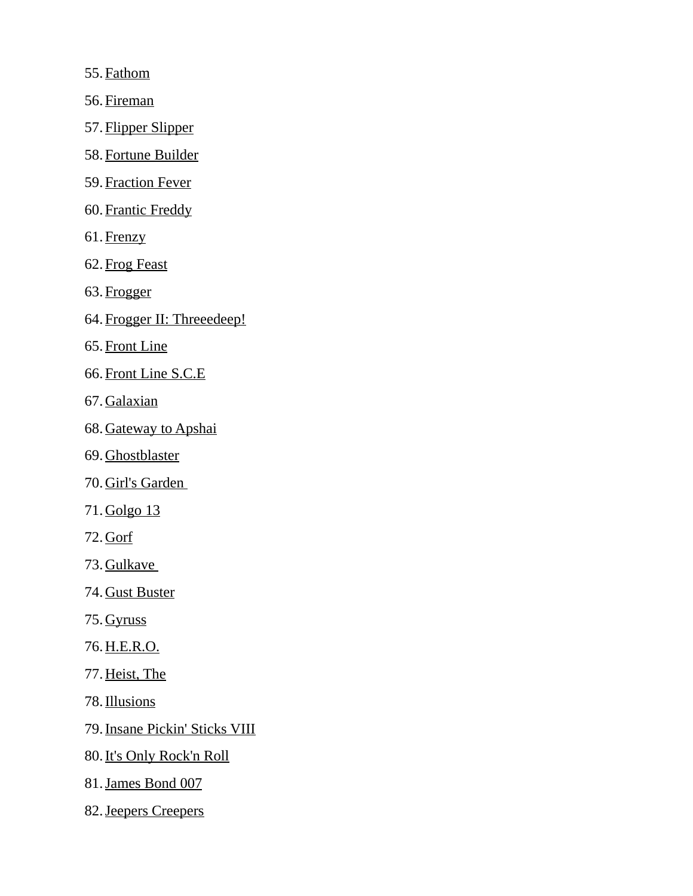55. Fathom
56. Fireman
57. Flipper Slipper
58. Fortune Builder
59. Fraction Fever
60. Frantic Freddy
61. Frenzy
62. Frog Feast
63. Frogger
64. Frogger II: Threeedeep!
65. Front Line
66. Front Line S.C.E
67. Galaxian
68. Gateway to Apshai
69. Ghostblaster
70. Girl's Garden
71. Golgo 13
72. Gorf
73. Gulkave
74. Gust Buster
75. Gyruss
76. H.E.R.O.
77. Heist, The
78. Illusions
79. Insane Pickin' Sticks VIII
80. It's Only Rock'n Roll
81. James Bond 007
82. Jeepers Creepers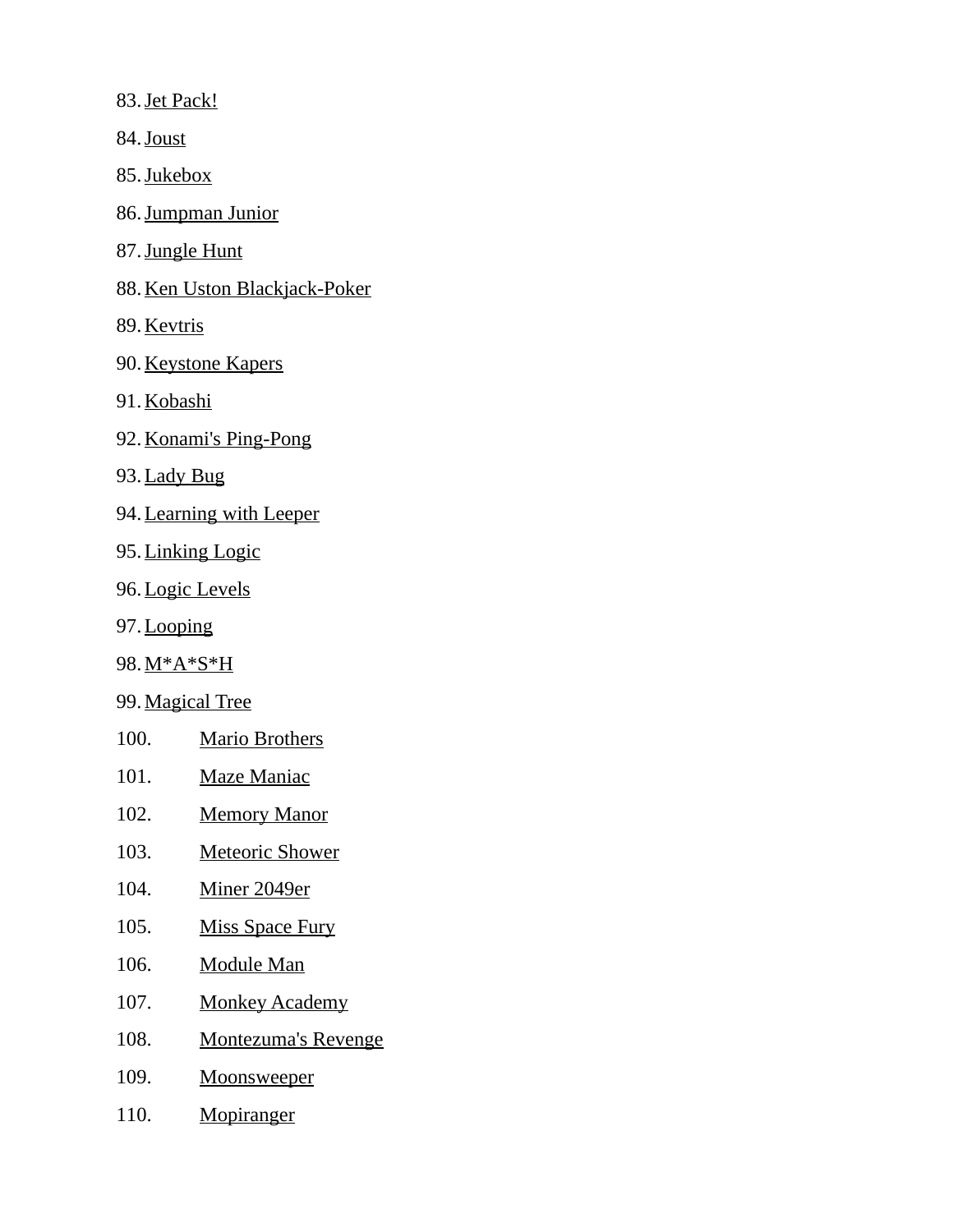83. Jet Pack!
84. Joust
85. Jukebox
86. Jumpman Junior
87. Jungle Hunt
88. Ken Uston Blackjack-Poker
89. Kevtris
90. Keystone Kapers
91. Kobashi
92. Konami's Ping-Pong
93. Lady Bug
94. Learning with Leeper
95. Linking Logic
96. Logic Levels
97. Looping
98. M*A*S*H
99. Magical Tree
100. Mario Brothers
101. Maze Maniac
102. Memory Manor
103. Meteoric Shower
104. Miner 2049er
105. Miss Space Fury
106. Module Man
107. Monkey Academy
108. Montezuma's Revenge
109. Moonsweeper
110. Mopiranger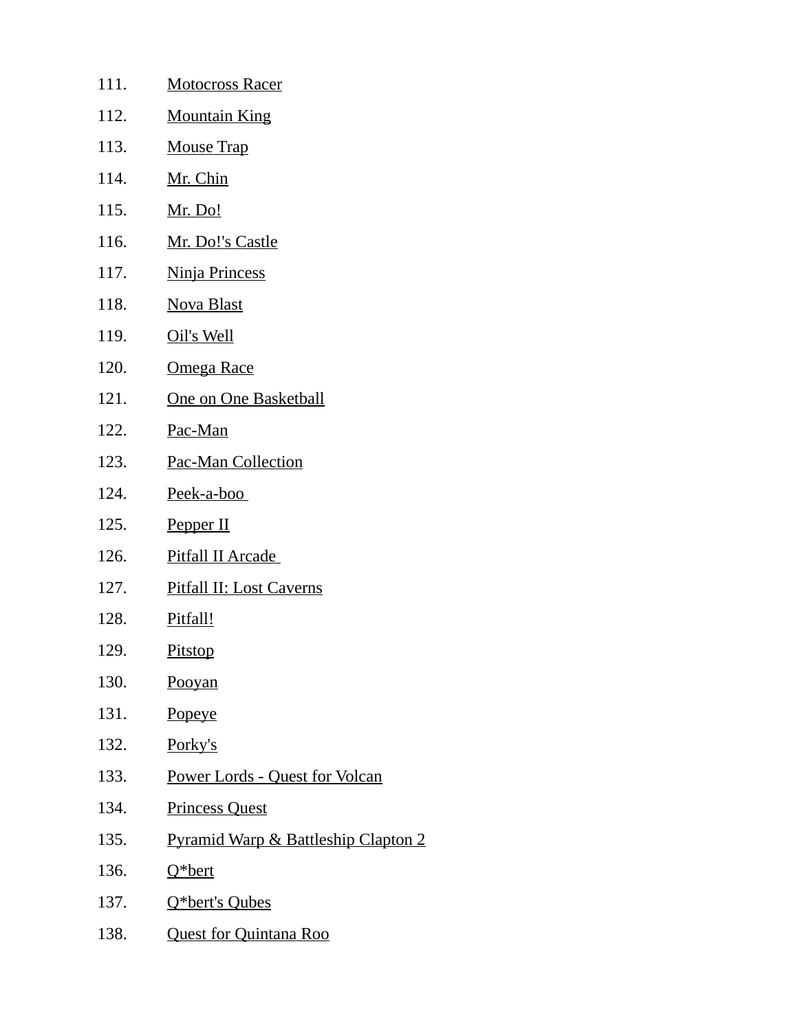111. Motocross Racer
112. Mountain King
113. Mouse Trap
114. Mr. Chin
115. Mr. Do!
116. Mr. Do!'s Castle
117. Ninja Princess
118. Nova Blast
119. Oil's Well
120. Omega Race
121. One on One Basketball
122. Pac-Man
123. Pac-Man Collection
124. Peek-a-boo
125. Pepper II
126. Pitfall II Arcade
127. Pitfall II: Lost Caverns
128. Pitfall!
129. Pitstop
130. Pooyan
131. Popeye
132. Porky's
133. Power Lords - Quest for Volcan
134. Princess Quest
135. Pyramid Warp & Battleship Clapton 2
136. Q*bert
137. Q*bert's Qubes
138. Quest for Quintana Roo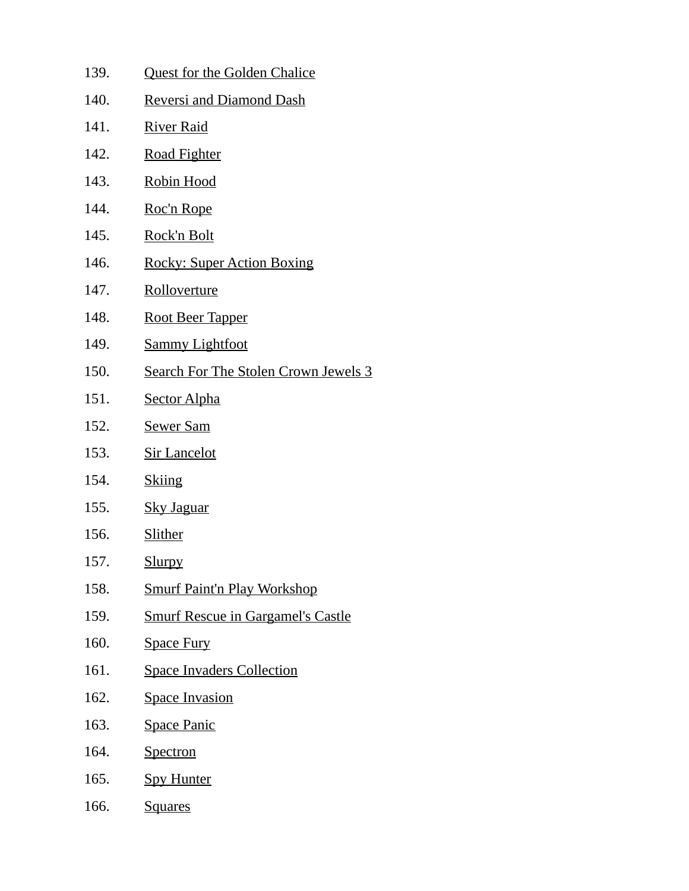139. Quest for the Golden Chalice
140. Reversi and Diamond Dash
141. River Raid
142. Road Fighter
143. Robin Hood
144. Roc'n Rope
145. Rock'n Bolt
146. Rocky: Super Action Boxing
147. Rolloverture
148. Root Beer Tapper
149. Sammy Lightfoot
150. Search For The Stolen Crown Jewels 3
151. Sector Alpha
152. Sewer Sam
153. Sir Lancelot
154. Skiing
155. Sky Jaguar
156. Slither
157. Slurpy
158. Smurf Paint'n Play Workshop
159. Smurf Rescue in Gargamel's Castle
160. Space Fury
161. Space Invaders Collection
162. Space Invasion
163. Space Panic
164. Spectron
165. Spy Hunter
166. Squares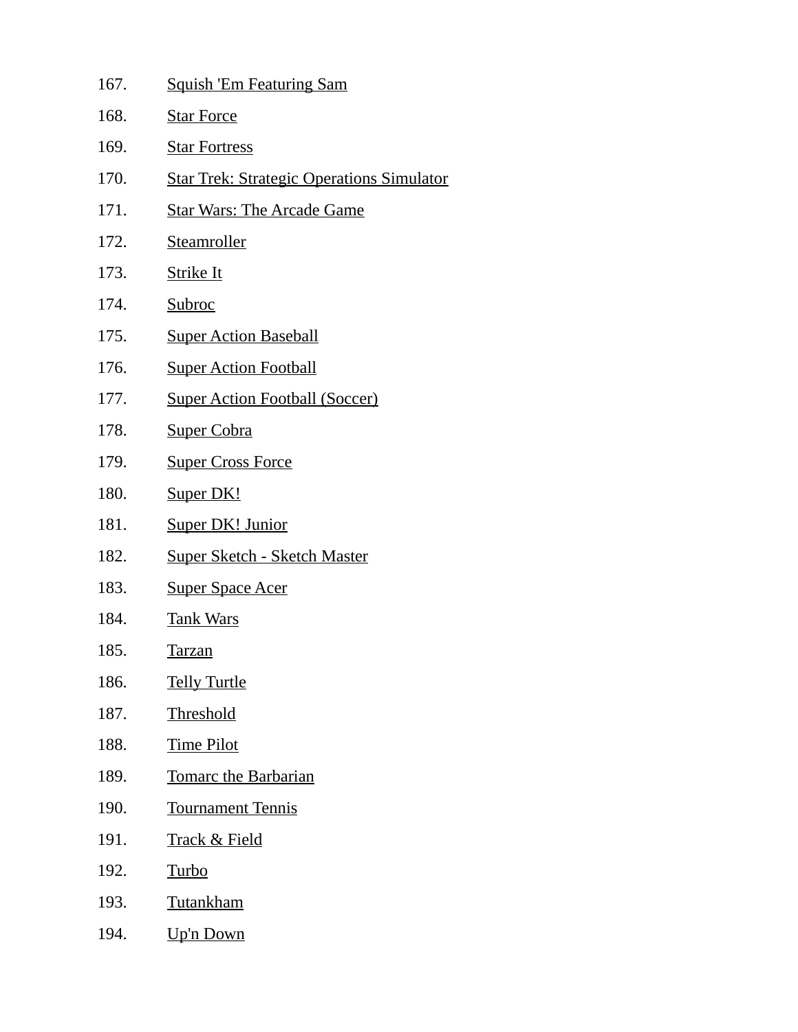167. Squish 'Em Featuring Sam
168. Star Force
169. Star Fortress
170. Star Trek: Strategic Operations Simulator
171. Star Wars: The Arcade Game
172. Steamroller
173. Strike It
174. Subroc
175. Super Action Baseball
176. Super Action Football
177. Super Action Football (Soccer)
178. Super Cobra
179. Super Cross Force
180. Super DK!
181. Super DK! Junior
182. Super Sketch - Sketch Master
183. Super Space Acer
184. Tank Wars
185. Tarzan
186. Telly Turtle
187. Threshold
188. Time Pilot
189. Tomarc the Barbarian
190. Tournament Tennis
191. Track & Field
192. Turbo
193. Tutankham
194. Up'n Down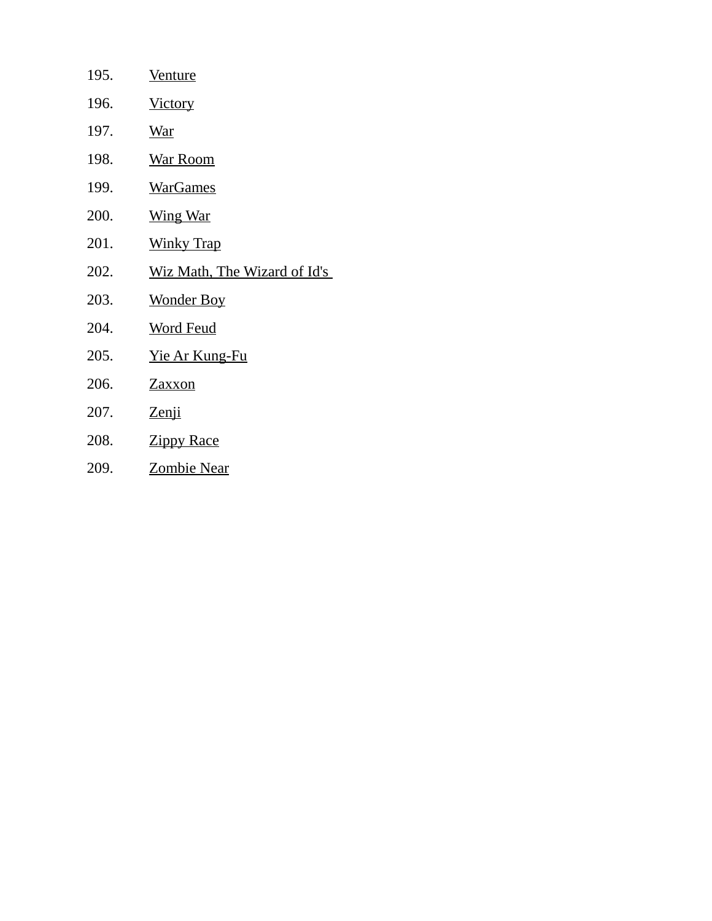195. Venture
196. Victory
197. War
198. War Room
199. WarGames
200. Wing War
201. Winky Trap
202. Wiz Math, The Wizard of Id's
203. Wonder Boy
204. Word Feud
205. Yie Ar Kung-Fu
206. Zaxxon
207. Zenji
208. Zippy Race
209. Zombie Near